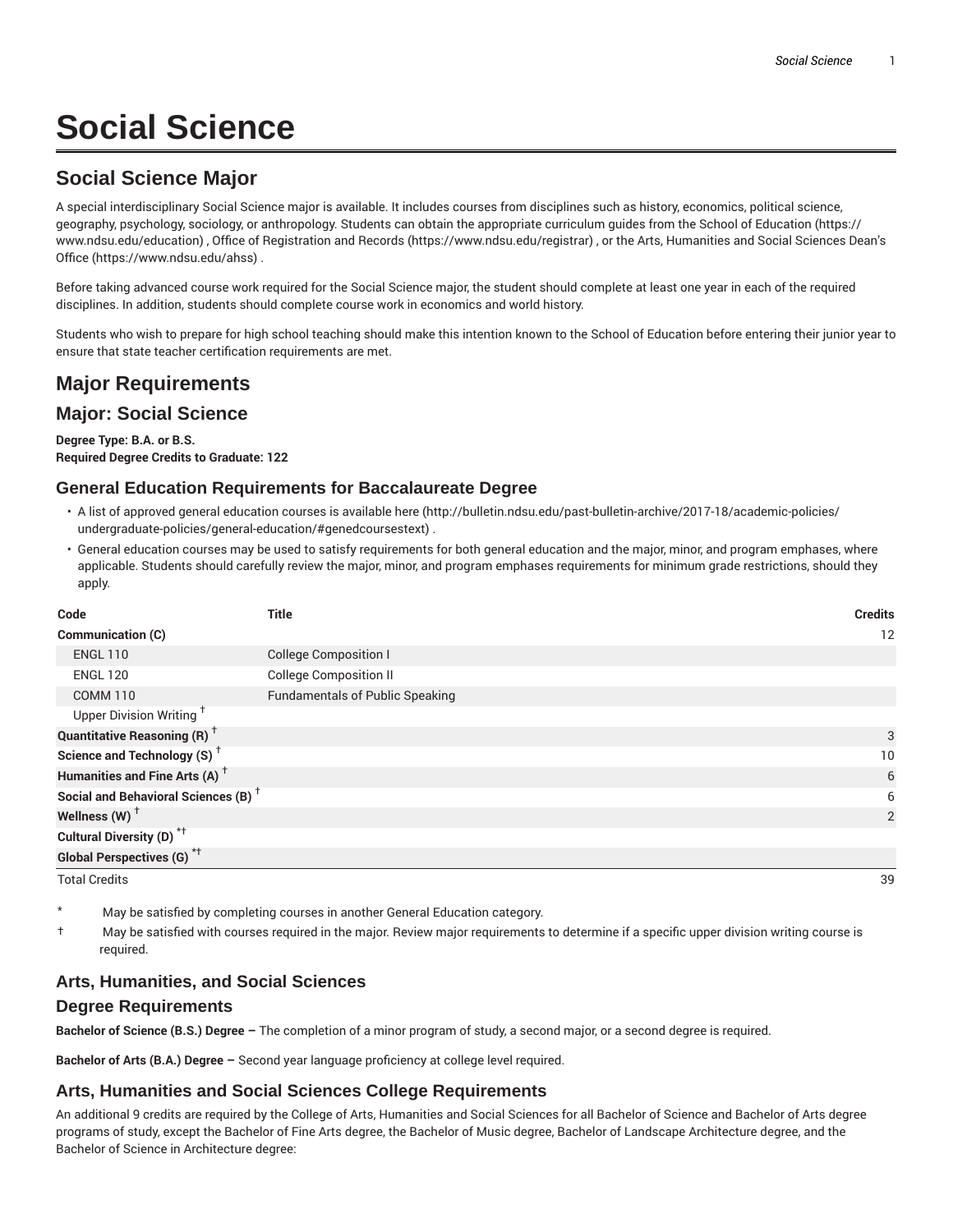# Social Science

## Social Science Major

A special interdisciplinary Social Science major is available. It includes courses from disciplines such as history, economics, political science, geography, psychology, sociology, or anthropology. Students can obtain the appropriate curriculum guides from the School of Education (https://www.ndsu.edu/education) , Office of Registration and Records (https://www.ndsu.edu/registrar) , or the Arts, Humanities and Social Sciences Dean's Office (https://www.ndsu.edu/ahss) .

Before taking advanced course work required for the Social Science major, the student should complete at least one year in each of the required disciplines. In addition, students should complete course work in economics and world history.

Students who wish to prepare for high school teaching should make this intention known to the School of Education before entering their junior year to ensure that state teacher certification requirements are met.

## Major Requirements

## Major: Social Science

**Degree Type: B.A. or B.S.**
**Required Degree Credits to Graduate: 122**

### General Education Requirements for Baccalaureate Degree

- A list of approved general education courses is available here (http://bulletin.ndsu.edu/past-bulletin-archive/2017-18/academic-policies/undergraduate-policies/general-education/#genedcoursestext) .
- General education courses may be used to satisfy requirements for both general education and the major, minor, and program emphases, where applicable. Students should carefully review the major, minor, and program emphases requirements for minimum grade restrictions, should they apply.

| Code | Title | Credits |
|---|---|---|
| **Communication (C)** | | 12 |
| ENGL 110 | College Composition I | |
| ENGL 120 | College Composition II | |
| COMM 110 | Fundamentals of Public Speaking | |
| Upper Division Writing † | | |
| **Quantitative Reasoning (R) †** | | 3 |
| **Science and Technology (S) †** | | 10 |
| **Humanities and Fine Arts (A) †** | | 6 |
| **Social and Behavioral Sciences (B) †** | | 6 |
| **Wellness (W) †** | | 2 |
| **Cultural Diversity (D) *†** | | |
| **Global Perspectives (G) *†** | | |
| Total Credits | | 39 |

\* May be satisfied by completing courses in another General Education category.

† May be satisfied with courses required in the major. Review major requirements to determine if a specific upper division writing course is required.

### Arts, Humanities, and Social Sciences

### Degree Requirements

**Bachelor of Science (B.S.) Degree –** The completion of a minor program of study, a second major, or a second degree is required.

**Bachelor of Arts (B.A.) Degree –** Second year language proficiency at college level required.

### Arts, Humanities and Social Sciences College Requirements

An additional 9 credits are required by the College of Arts, Humanities and Social Sciences for all Bachelor of Science and Bachelor of Arts degree programs of study, except the Bachelor of Fine Arts degree, the Bachelor of Music degree, Bachelor of Landscape Architecture degree, and the Bachelor of Science in Architecture degree: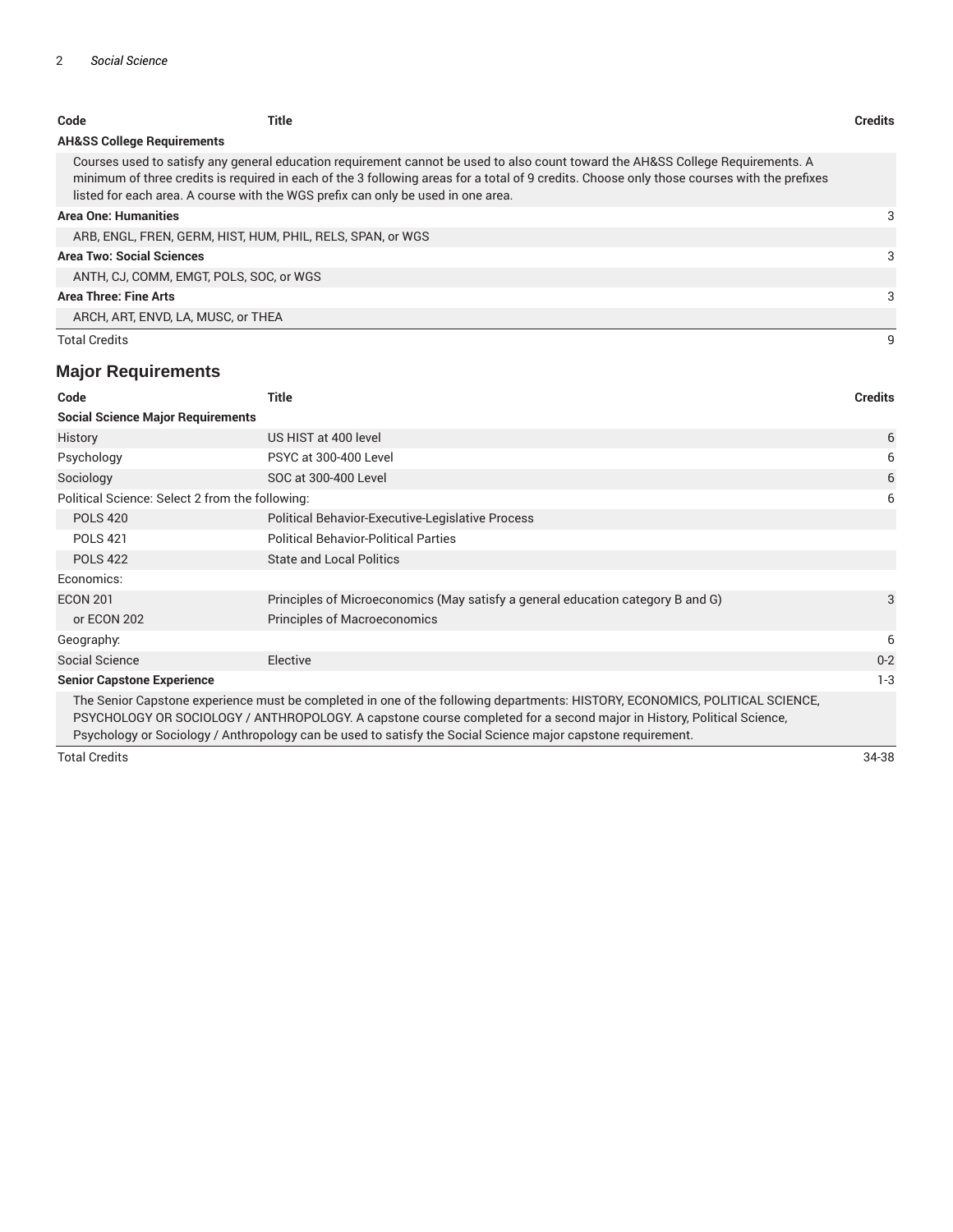| Code | Title | Credits |
| --- | --- | --- |
| **AH&SS College Requirements** | | |
| Courses used to satisfy any general education requirement cannot be used to also count toward the AH&SS College Requirements. A minimum of three credits is required in each of the 3 following areas for a total of 9 credits. Choose only those courses with the prefixes listed for each area. A course with the WGS prefix can only be used in one area. | | |
| **Area One: Humanities** | | 3 |
| ARB, ENGL, FREN, GERM, HIST, HUM, PHIL, RELS, SPAN, or WGS | | |
| **Area Two: Social Sciences** | | 3 |
| ANTH, CJ, COMM, EMGT, POLS, SOC, or WGS | | |
| **Area Three: Fine Arts** | | 3 |
| ARCH, ART, ENVD, LA, MUSC, or THEA | | |
| Total Credits | | 9 |

## Major Requirements

| Code | Title | Credits |
| --- | --- | --- |
| **Social Science Major Requirements** | | |
| History | US HIST at 400 level | 6 |
| Psychology | PSYC at 300-400 Level | 6 |
| Sociology | SOC at 300-400 Level | 6 |
| Political Science: Select 2 from the following: | | 6 |
| POLS 420 | Political Behavior-Executive-Legislative Process | |
| POLS 421 | Political Behavior-Political Parties | |
| POLS 422 | State and Local Politics | |
| Economics: | | |
| ECON 201 | Principles of Microeconomics (May satisfy a general education category B and G) | 3 |
| or ECON 202 | Principles of Macroeconomics | |
| Geography: | | 6 |
| Social Science | Elective | 0-2 |
| **Senior Capstone Experience** | | 1-3 |
| The Senior Capstone experience must be completed in one of the following departments: HISTORY, ECONOMICS, POLITICAL SCIENCE, PSYCHOLOGY OR SOCIOLOGY / ANTHROPOLOGY. A capstone course completed for a second major in History, Political Science, Psychology or Sociology / Anthropology can be used to satisfy the Social Science major capstone requirement. | | |
| Total Credits | | 34-38 |